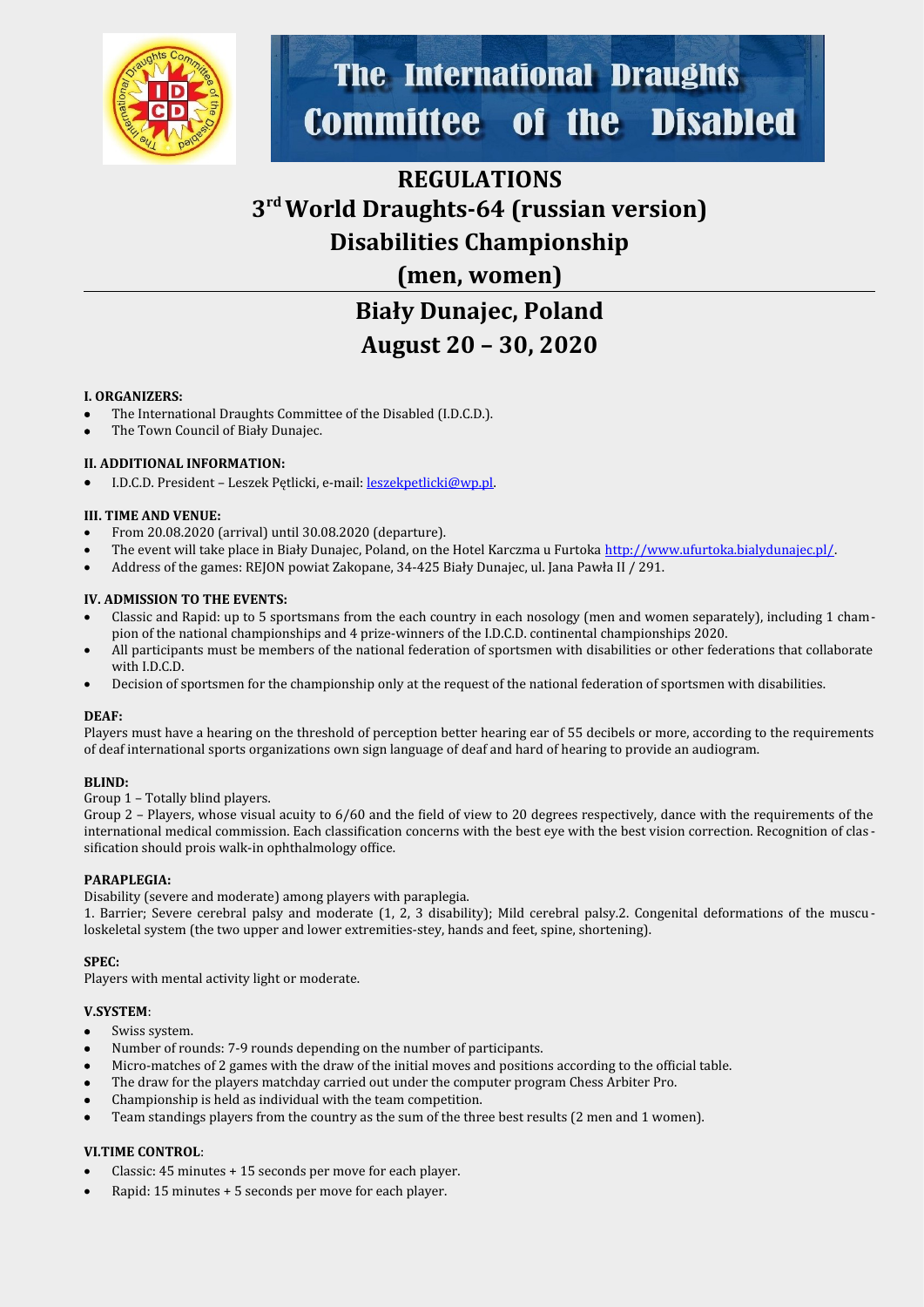# The International Draughts Committee of the Disabled

# REGULATIONS

# 3rd World Draughts-64 (russian version) Disabilities Championship (men, women)

# Biały Dunajec, Poland

# August 20 – 30, 2020

**I. ORGANIZERS:**

- The International Draughts Committee of the Disabled (I.D.C.D.).
- The Town Council of Biały Dunajec.

**II. ADDITIONAL INFORMATION:**

- I.D.C.D. President – Leszek Pętlicki, e-mail: leszekpetlicki@wp.pl.

**III. TIME AND VENUE:**

- From 20.08.2020 (arrival) until 30.08.2020 (departure).
- The event will take place in Biały Dunajec, Poland, on the Hotel Karczma u Furtoka http://www.ufurtoka.bialydunajec.pl/.
- Address of the games: REJON powiat Zakopane, 34-425 Biały Dunajec, ul. Jana Pawła II / 291.

**IV. ADMISSION TO THE EVENTS:**

- Classic and Rapid: up to 5 sportsmans from the each country in each nosology (men and women separately), including 1 champion of the national championships and 4 prize-winners of the I.D.C.D. continental championships 2020.
- All participants must be members of the national federation of sportsmen with disabilities or other federations that collaborate with I.D.C.D.
- Decision of sportsmen for the championship only at the request of the national federation of sportsmen with disabilities.

**DEAF:**

Players must have a hearing on the threshold of perception better hearing ear of 55 decibels or more, according to the requirements of deaf international sports organizations own sign language of deaf and hard of hearing to provide an audiogram.

**BLIND:**

Group 1 – Totally blind players.

Group 2 – Players, whose visual acuity to 6/60 and the field of view to 20 degrees respectively, dance with the requirements of the international medical commission. Each classification concerns with the best eye with the best vision correction. Recognition of classification should prois walk-in ophthalmology office.

**PARAPLEGIA:**

Disability (severe and moderate) among players with paraplegia.

1. Barrier; Severe cerebral palsy and moderate (1, 2, 3 disability); Mild cerebral palsy.2. Congenital deformations of the musculoskeletal system (the two upper and lower extremities-stey, hands and feet, spine, shortening).

**SPEC:**

Players with mental activity light or moderate.

**V.SYSTEM**:

- Swiss system.
- Number of rounds: 7-9 rounds depending on the number of participants.
- Micro-matches of 2 games with the draw of the initial moves and positions according to the official table.
- The draw for the players matchday carried out under the computer program Chess Arbiter Pro.
- Championship is held as individual with the team competition.
- Team standings players from the country as the sum of the three best results (2 men and 1 women).

**VI.TIME CONTROL**:

- Classic: 45 minutes + 15 seconds per move for each player.
- Rapid: 15 minutes + 5 seconds per move for each player.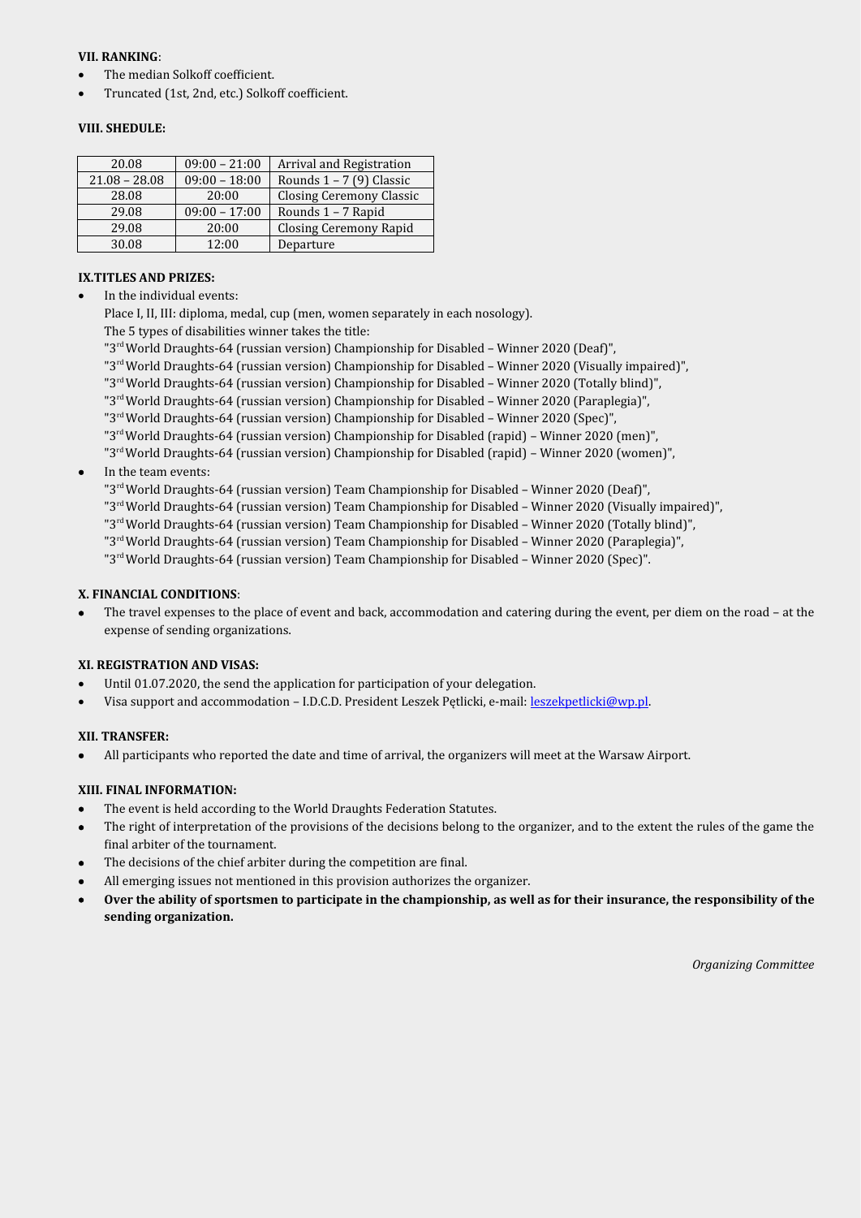**VII. RANKING**:

- The median Solkoff coefficient.
- Truncated (1st, 2nd, etc.) Solkoff coefficient.

**VIII. SHEDULE:**

| 20.08 | 09:00 – 21:00 | Arrival and Registration |
|---|---|---|
| 21.08 – 28.08 | 09:00 – 18:00 | Rounds 1 – 7 (9) Classic |
| 28.08 | 20:00 | Closing Ceremony Classic |
| 29.08 | 09:00 – 17:00 | Rounds 1 – 7 Rapid |
| 29.08 | 20:00 | Closing Ceremony Rapid |
| 30.08 | 12:00 | Departure |

**IX.TITLES AND PRIZES:**

- In the individual events:

  Place I, II, III: diploma, medal, cup (men, women separately in each nosology).

  The 5 types of disabilities winner takes the title:

  "3rd World Draughts-64 (russian version) Championship for Disabled – Winner 2020 (Deaf)",

  "3rd World Draughts-64 (russian version) Championship for Disabled – Winner 2020 (Visually impaired)",

  "3rd World Draughts-64 (russian version) Championship for Disabled – Winner 2020 (Totally blind)",

  "3rd World Draughts-64 (russian version) Championship for Disabled – Winner 2020 (Paraplegia)",

  "3rd World Draughts-64 (russian version) Championship for Disabled – Winner 2020 (Spec)",

  "3rd World Draughts-64 (russian version) Championship for Disabled (rapid) – Winner 2020 (men)",

  "3rd World Draughts-64 (russian version) Championship for Disabled (rapid) – Winner 2020 (women)",

- In the team events:

  "3rd World Draughts-64 (russian version) Team Championship for Disabled – Winner 2020 (Deaf)",

  "3rd World Draughts-64 (russian version) Team Championship for Disabled – Winner 2020 (Visually impaired)",

  "3rd World Draughts-64 (russian version) Team Championship for Disabled – Winner 2020 (Totally blind)",

  "3rd World Draughts-64 (russian version) Team Championship for Disabled – Winner 2020 (Paraplegia)",

  "3rd World Draughts-64 (russian version) Team Championship for Disabled – Winner 2020 (Spec)".

**X. FINANCIAL CONDITIONS**:

- The travel expenses to the place of event and back, accommodation and catering during the event, per diem on the road – at the expense of sending organizations.

**XI. REGISTRATION AND VISAS:**

- Until 01.07.2020, the send the application for participation of your delegation.
- Visa support and accommodation – I.D.C.D. President Leszek Pętlicki, e-mail: leszekpetlicki@wp.pl.

**XII. TRANSFER:**

- All participants who reported the date and time of arrival, the organizers will meet at the Warsaw Airport.

**XIII. FINAL INFORMATION:**

- The event is held according to the World Draughts Federation Statutes.
- The right of interpretation of the provisions of the decisions belong to the organizer, and to the extent the rules of the game the final arbiter of the tournament.
- The decisions of the chief arbiter during the competition are final.
- All emerging issues not mentioned in this provision authorizes the organizer.
- **Over the ability of sportsmen to participate in the championship, as well as for their insurance, the responsibility of the sending organization.**

*Organizing Committee*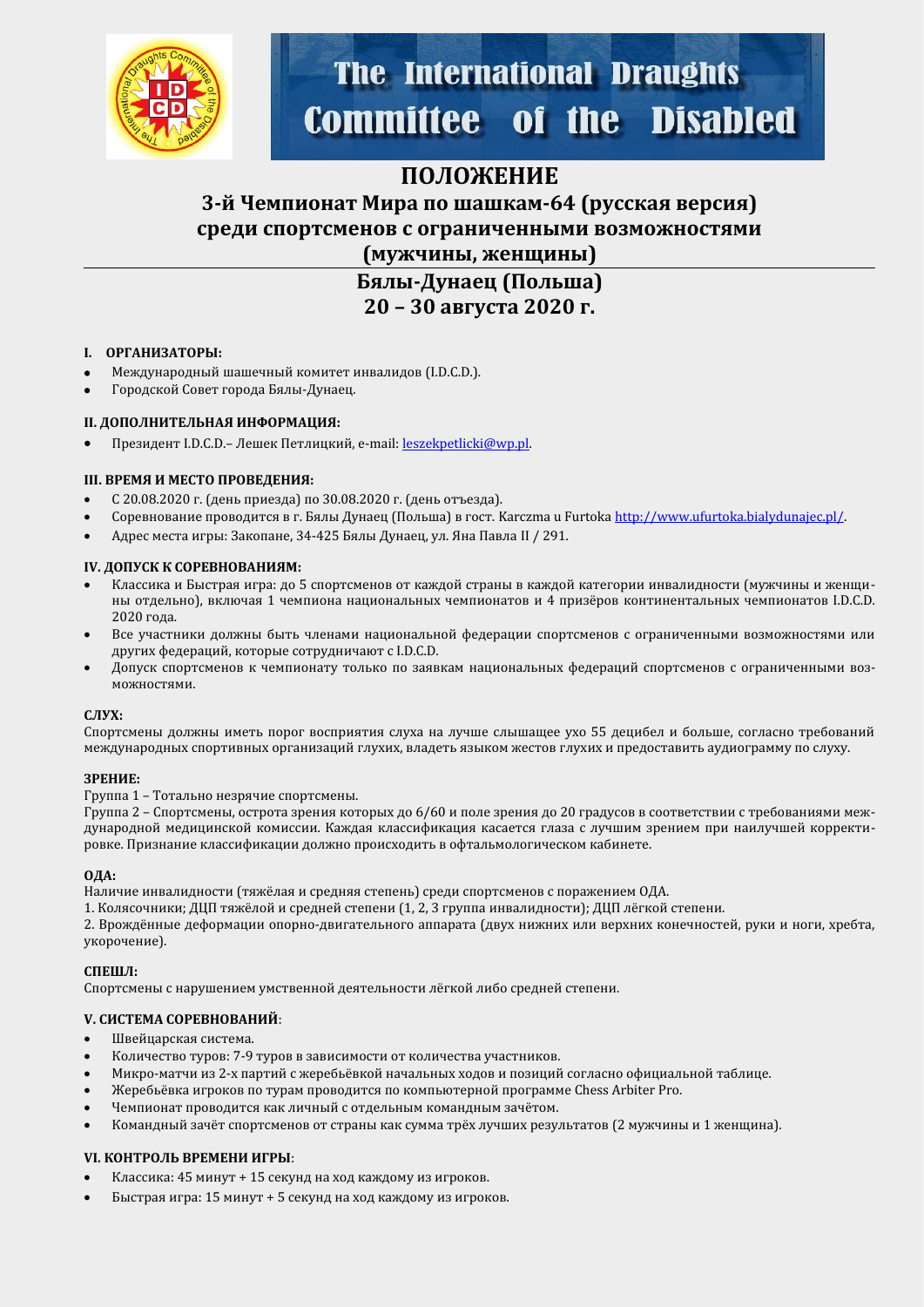# ПОЛОЖЕНИЕ

## 3-й Чемпионат Мира по шашкам-64 (русская версия) среди спортсменов с ограниченными возможностями (мужчины, женщины)

## Бялы-Дунаец (Польша) 20 – 30 августа 2020 г.

### I. ОРГАНИЗАТОРЫ:

- Международный шашечный комитет инвалидов (I.D.C.D.).
- Городской Совет города Бялы-Дунаец.

### II. ДОПОЛНИТЕЛЬНАЯ ИНФОРМАЦИЯ:

- Президент I.D.C.D.– Лешек Петлицкий, e-mail: leszekpetlicki@wp.pl.

### III. ВРЕМЯ И МЕСТО ПРОВЕДЕНИЯ:

- С 20.08.2020 г. (день приезда) по 30.08.2020 г. (день отъезда).
- Соревнование проводится в г. Бялы Дунаец (Польша) в гост. Karczma u Furtoka http://www.ufurtoka.bialydunajec.pl/.
- Адрес места игры: Закопане, 34-425 Бялы Дунаец, ул. Яна Павла II / 291.

### IV. ДОПУСК К СОРЕВНОВАНИЯМ:

- Классика и Быстрая игра: до 5 спортсменов от каждой страны в каждой категории инвалидности (мужчины и женщины отдельно), включая 1 чемпиона национальных чемпионатов и 4 призёров континентальных чемпионатов I.D.C.D. 2020 года.
- Все участники должны быть членами национальной федерации спортсменов с ограниченными возможностями или других федераций, которые сотрудничают с I.D.C.D.
- Допуск спортсменов к чемпионату только по заявкам национальных федераций спортсменов с ограниченными возможностями.

**СЛУХ:**

Спортсмены должны иметь порог восприятия слуха на лучше слышащее ухо 55 децибел и больше, согласно требований международных спортивных организаций глухих, владеть языком жестов глухих и предоставить аудиограмму по слуху.

**ЗРЕНИЕ:**

Группа 1 – Тотально незрячие спортсмены.

Группа 2 – Спортсмены, острота зрения которых до 6/60 и поле зрения до 20 градусов в соответствии с требованиями международной медицинской комиссии. Каждая классификация касается глаза с лучшим зрением при наилучшей корректировке. Признание классификации должно происходить в офтальмологическом кабинете.

**ОДА:**

Наличие инвалидности (тяжёлая и средняя степень) среди спортсменов с поражением ОДА.

1. Колясочники; ДЦП тяжёлой и средней степени (1, 2, 3 группа инвалидности); ДЦП лёгкой степени.
2. Врождённые деформации опорно-двигательного аппарата (двух нижних или верхних конечностей, руки и ноги, хребта, укорочение).

**СПЕШЛ:**

Спортсмены с нарушением умственной деятельности лёгкой либо средней степени.

### V. СИСТЕМА СОРЕВНОВАНИЙ:

- Швейцарская система.
- Количество туров: 7-9 туров в зависимости от количества участников.
- Микро-матчи из 2-х партий с жеребьёвкой начальных ходов и позиций согласно официальной таблице.
- Жеребьёвка игроков по турам проводится по компьютерной программе Chess Arbiter Pro.
- Чемпионат проводится как личный с отдельным командным зачётом.
- Командный зачёт спортсменов от страны как сумма трёх лучших результатов (2 мужчины и 1 женщина).

### VI. КОНТРОЛЬ ВРЕМЕНИ ИГРЫ:

- Классика: 45 минут + 15 секунд на ход каждому из игроков.
- Быстрая игра: 15 минут + 5 секунд на ход каждому из игроков.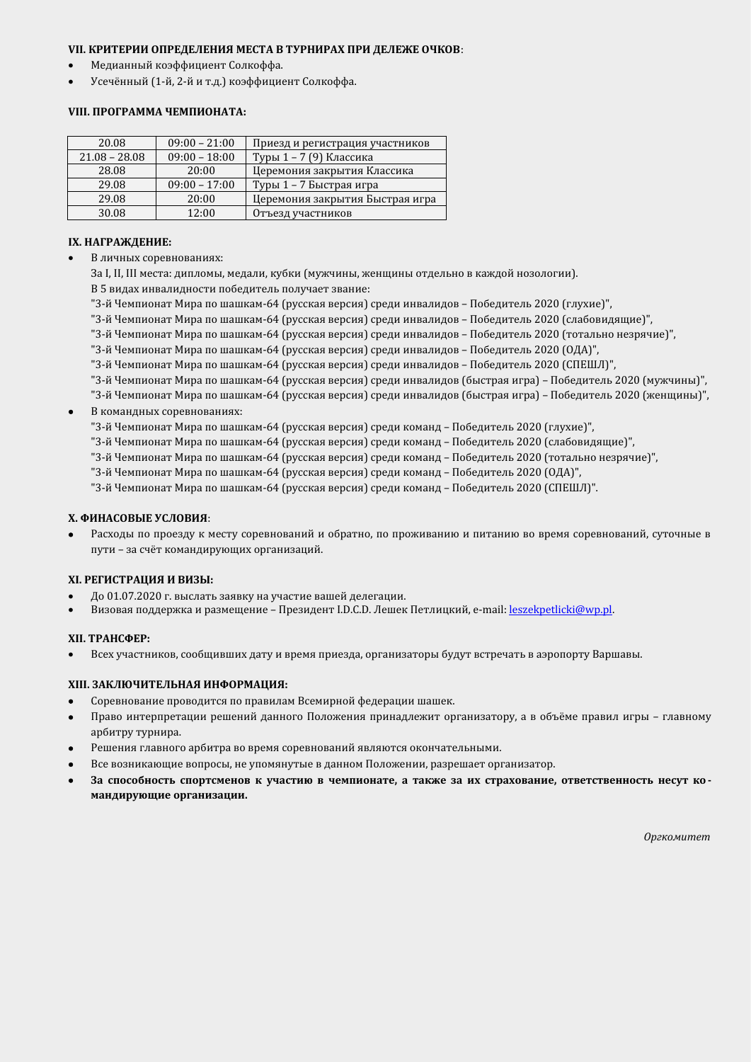**VII. КРИТЕРИИ ОПРЕДЕЛЕНИЯ МЕСТА В ТУРНИРАХ ПРИ ДЕЛЕЖЕ ОЧКОВ**:

- Медианный коэффициент Солкоффа.
- Усечённый (1-й, 2-й и т.д.) коэффициент Солкоффа.

**VIII. ПРОГРАММА ЧЕМПИОНАТА:**

| | | |
|---|---|---|
| 20.08 | 09:00 – 21:00 | Приезд и регистрация участников |
| 21.08 – 28.08 | 09:00 – 18:00 | Туры 1 – 7 (9) Классика |
| 28.08 | 20:00 | Церемония закрытия Классика |
| 29.08 | 09:00 – 17:00 | Туры 1 – 7 Быстрая игра |
| 29.08 | 20:00 | Церемония закрытия Быстрая игра |
| 30.08 | 12:00 | Отъезд участников |

**IX. НАГРАЖДЕНИЕ:**

- В личных соревнованиях:

  За I, II, III места: дипломы, медали, кубки (мужчины, женщины отдельно в каждой нозологии).
  
  В 5 видах инвалидности победитель получает звание:
  
  "3-й Чемпионат Мира по шашкам-64 (русская версия) среди инвалидов – Победитель 2020 (глухие)",
  
  "3-й Чемпионат Мира по шашкам-64 (русская версия) среди инвалидов – Победитель 2020 (слабовидящие)",
  
  "3-й Чемпионат Мира по шашкам-64 (русская версия) среди инвалидов – Победитель 2020 (тотально незрячие)",
  
  "3-й Чемпионат Мира по шашкам-64 (русская версия) среди инвалидов – Победитель 2020 (ОДА)",
  
  "3-й Чемпионат Мира по шашкам-64 (русская версия) среди инвалидов – Победитель 2020 (СПЕШЛ)",
  
  "3-й Чемпионат Мира по шашкам-64 (русская версия) среди инвалидов (быстрая игра) – Победитель 2020 (мужчины)",
  
  "3-й Чемпионат Мира по шашкам-64 (русская версия) среди инвалидов (быстрая игра) – Победитель 2020 (женщины)",

- В командных соревнованиях:

  "3-й Чемпионат Мира по шашкам-64 (русская версия) среди команд – Победитель 2020 (глухие)",
  
  "3-й Чемпионат Мира по шашкам-64 (русская версия) среди команд – Победитель 2020 (слабовидящие)",
  
  "3-й Чемпионат Мира по шашкам-64 (русская версия) среди команд – Победитель 2020 (тотально незрячие)",
  
  "3-й Чемпионат Мира по шашкам-64 (русская версия) среди команд – Победитель 2020 (ОДА)",
  
  "3-й Чемпионат Мира по шашкам-64 (русская версия) среди команд – Победитель 2020 (СПЕШЛ)".

**X. ФИНАСОВЫЕ УСЛОВИЯ**:

- Расходы по проезду к месту соревнований и обратно, по проживанию и питанию во время соревнований, суточные в пути – за счёт командирующих организаций.

**XI. РЕГИСТРАЦИЯ И ВИЗЫ:**

- До 01.07.2020 г. выслать заявку на участие вашей делегации.
- Визовая поддержка и размещение – Президент I.D.C.D. Лешек Петлицкий, e-mail: leszekpetlicki@wp.pl.

**XII. ТРАНСФЕР:**

- Всех участников, сообщивших дату и время приезда, организаторы будут встречать в аэропорту Варшавы.

**XIII. ЗАКЛЮЧИТЕЛЬНАЯ ИНФОРМАЦИЯ:**

- Соревнование проводится по правилам Всемирной федерации шашек.
- Право интерпретации решений данного Положения принадлежит организатору, а в объёме правил игры – главному арбитру турнира.
- Решения главного арбитра во время соревнований являются окончательными.
- Все возникающие вопросы, не упомянутые в данном Положении, разрешает организатор.
- **За способность спортсменов к участию в чемпионате, а также за их страхование, ответственность несут командирующие организации.**

*Оргкомитет*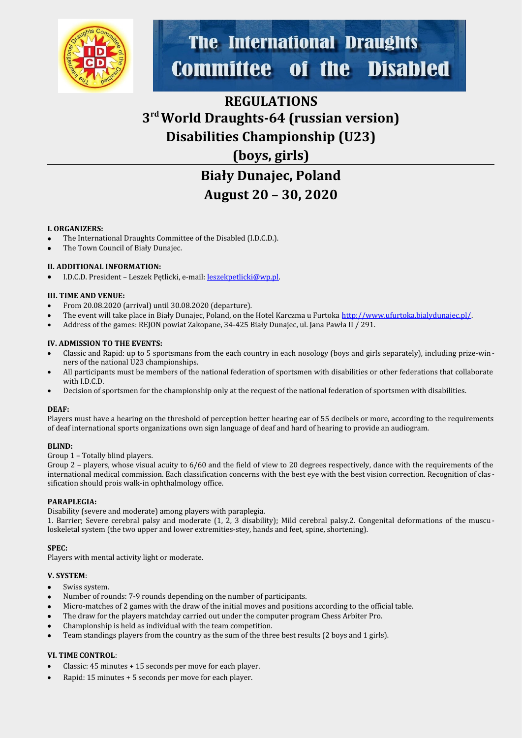The International Draughts Committee of the Disabled

# REGULATIONS
# 3rd World Draughts-64 (russian version) Disabilities Championship (U23) (boys, girls)

---

# Biały Dunajec, Poland
# August 20 – 30, 2020

**I. ORGANIZERS:**

- The International Draughts Committee of the Disabled (I.D.C.D.).
- The Town Council of Biały Dunajec.

**II. ADDITIONAL INFORMATION:**

- I.D.C.D. President – Leszek Pętlicki, e-mail: leszekpetlicki@wp.pl.

**III. TIME AND VENUE:**

- From 20.08.2020 (arrival) until 30.08.2020 (departure).
- The event will take place in Biały Dunajec, Poland, on the Hotel Karczma u Furtoka http://www.ufurtoka.bialydunajec.pl/.
- Address of the games: REJON powiat Zakopane, 34-425 Biały Dunajec, ul. Jana Pawła II / 291.

**IV. ADMISSION TO THE EVENTS:**

- Classic and Rapid: up to 5 sportsmans from the each country in each nosology (boys and girls separately), including prize-winners of the national U23 championships.
- All participants must be members of the national federation of sportsmen with disabilities or other federations that collaborate with I.D.C.D.
- Decision of sportsmen for the championship only at the request of the national federation of sportsmen with disabilities.

**DEAF:**

Players must have a hearing on the threshold of perception better hearing ear of 55 decibels or more, according to the requirements of deaf international sports organizations own sign language of deaf and hard of hearing to provide an audiogram.

**BLIND:**

Group 1 – Totally blind players.

Group 2 – players, whose visual acuity to 6/60 and the field of view to 20 degrees respectively, dance with the requirements of the international medical commission. Each classification concerns with the best eye with the best vision correction. Recognition of classification should prois walk-in ophthalmology office.

**PARAPLEGIA:**

Disability (severe and moderate) among players with paraplegia.

1. Barrier; Severe cerebral palsy and moderate (1, 2, 3 disability); Mild cerebral palsy.2. Congenital deformations of the musculoskeletal system (the two upper and lower extremities-stey, hands and feet, spine, shortening).

**SPEC:**

Players with mental activity light or moderate.

**V. SYSTEM**:

- Swiss system.
- Number of rounds: 7-9 rounds depending on the number of participants.
- Micro-matches of 2 games with the draw of the initial moves and positions according to the official table.
- The draw for the players matchday carried out under the computer program Chess Arbiter Pro.
- Championship is held as individual with the team competition.
- Team standings players from the country as the sum of the three best results (2 boys and 1 girls).

**VI. TIME CONTROL**:

- Classic: 45 minutes + 15 seconds per move for each player.
- Rapid: 15 minutes + 5 seconds per move for each player.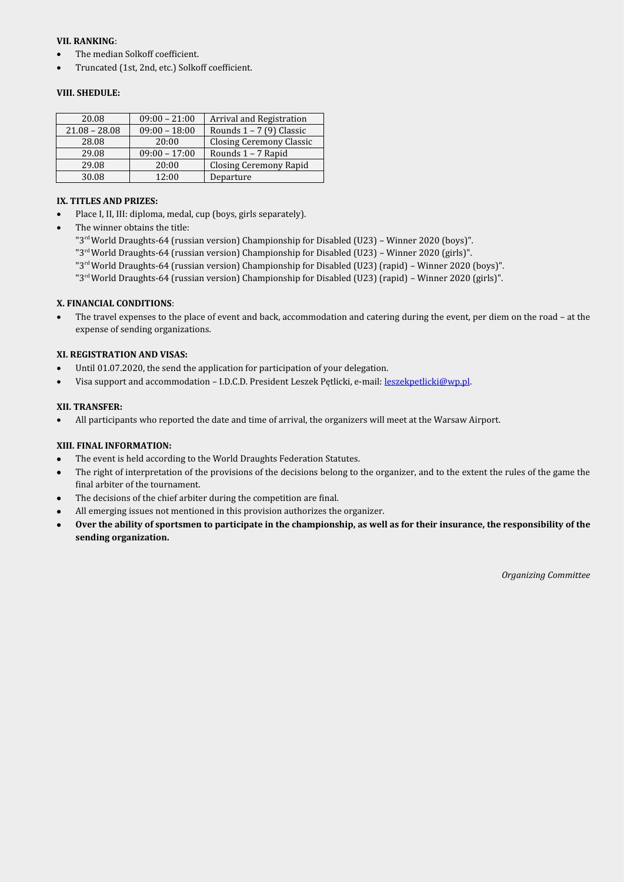**VII. RANKING**:

- The median Solkoff coefficient.
- Truncated (1st, 2nd, etc.) Solkoff coefficient.

**VIII. SHEDULE:**

| | | |
|---|---|---|
| 20.08 | 09:00 – 21:00 | Arrival and Registration |
| 21.08 – 28.08 | 09:00 – 18:00 | Rounds 1 – 7 (9) Classic |
| 28.08 | 20:00 | Closing Ceremony Classic |
| 29.08 | 09:00 – 17:00 | Rounds 1 – 7 Rapid |
| 29.08 | 20:00 | Closing Ceremony Rapid |
| 30.08 | 12:00 | Departure |

**IX. TITLES AND PRIZES:**

- Place I, II, III: diploma, medal, cup (boys, girls separately).
- The winner obtains the title:
  "3rd World Draughts-64 (russian version) Championship for Disabled (U23) – Winner 2020 (boys)".
  "3rd World Draughts-64 (russian version) Championship for Disabled (U23) – Winner 2020 (girls)".
  "3rd World Draughts-64 (russian version) Championship for Disabled (U23) (rapid) – Winner 2020 (boys)".
  "3rd World Draughts-64 (russian version) Championship for Disabled (U23) (rapid) – Winner 2020 (girls)".

**X. FINANCIAL CONDITIONS**:

- The travel expenses to the place of event and back, accommodation and catering during the event, per diem on the road – at the expense of sending organizations.

**XI. REGISTRATION AND VISAS:**

- Until 01.07.2020, the send the application for participation of your delegation.
- Visa support and accommodation – I.D.C.D. President Leszek Pętlicki, e-mail: leszekpetlicki@wp.pl.

**XII. TRANSFER:**

- All participants who reported the date and time of arrival, the organizers will meet at the Warsaw Airport.

**XIII. FINAL INFORMATION:**

- The event is held according to the World Draughts Federation Statutes.
- The right of interpretation of the provisions of the decisions belong to the organizer, and to the extent the rules of the game the final arbiter of the tournament.
- The decisions of the chief arbiter during the competition are final.
- All emerging issues not mentioned in this provision authorizes the organizer.
- **Over the ability of sportsmen to participate in the championship, as well as for their insurance, the responsibility of the sending organization.**

*Organizing Committee*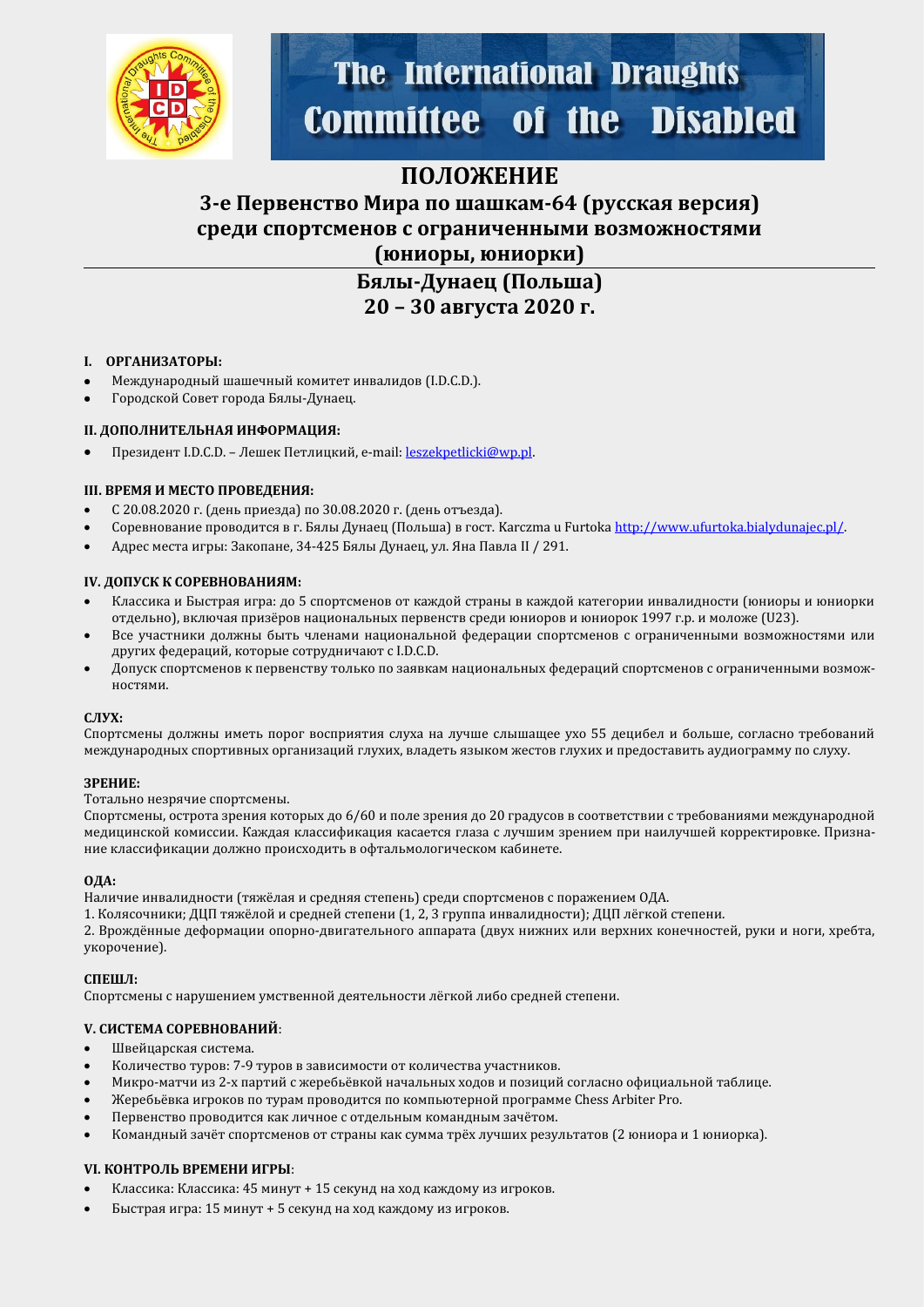The International Draughts Committee of the Disabled

# ПОЛОЖЕНИЕ

## 3-е Первенство Мира по шашкам-64 (русская версия) среди спортсменов с ограниченными возможностями (юниоры, юниорки)

## Бялы-Дунаец (Польша) 20 – 30 августа 2020 г.

### I. ОРГАНИЗАТОРЫ:

- Международный шашечный комитет инвалидов (I.D.C.D.).
- Городской Совет города Бялы-Дунаец.

### II. ДОПОЛНИТЕЛЬНАЯ ИНФОРМАЦИЯ:

- Президент I.D.C.D. – Лешек Петлицкий, e-mail: leszekpetlicki@wp.pl.

### III. ВРЕМЯ И МЕСТО ПРОВЕДЕНИЯ:

- С 20.08.2020 г. (день приезда) по 30.08.2020 г. (день отъезда).
- Соревнование проводится в г. Бялы Дунаец (Польша) в гост. Karczma u Furtoka http://www.ufurtoka.bialydunajec.pl/.
- Адрес места игры: Закопане, 34-425 Бялы Дунаец, ул. Яна Павла II / 291.

### IV. ДОПУСК К СОРЕВНОВАНИЯМ:

- Классика и Быстрая игра: до 5 спортсменов от каждой страны в каждой категории инвалидности (юниоры и юниорки отдельно), включая призёров национальных первенств среди юниоров и юниорок 1997 г.р. и моложе (U23).
- Все участники должны быть членами национальной федерации спортсменов с ограниченными возможностями или других федераций, которые сотрудничают с I.D.C.D.
- Допуск спортсменов к первенству только по заявкам национальных федераций спортсменов с ограниченными возможностями.

**СЛУХ:**

Спортсмены должны иметь порог восприятия слуха на лучше слышащее ухо 55 децибел и больше, согласно требований международных спортивных организаций глухих, владеть языком жестов глухих и предоставить аудиограмму по слуху.

**ЗРЕНИЕ:**

Тотально незрячие спортсмены.

Спортсмены, острота зрения которых до 6/60 и поле зрения до 20 градусов в соответствии с требованиями международной медицинской комиссии. Каждая классификация касается глаза с лучшим зрением при наилучшей корректировке. Признание классификации должно происходить в офтальмологическом кабинете.

**ОДА:**

Наличие инвалидности (тяжёлая и средняя степень) среди спортсменов с поражением ОДА.

1. Колясочники; ДЦП тяжёлой и средней степени (1, 2, 3 группа инвалидности); ДЦП лёгкой степени.
2. Врождённые деформации опорно-двигательного аппарата (двух нижних или верхних конечностей, руки и ноги, хребта, укорочение).

**СПЕШЛ:**

Спортсмены с нарушением умственной деятельности лёгкой либо средней степени.

### V. СИСТЕМА СОРЕВНОВАНИЙ:

- Швейцарская система.
- Количество туров: 7-9 туров в зависимости от количества участников.
- Микро-матчи из 2-х партий с жеребьёвкой начальных ходов и позиций согласно официальной таблице.
- Жеребьёвка игроков по турам проводится по компьютерной программе Chess Arbiter Pro.
- Первенство проводится как личное с отдельным командным зачётом.
- Командный зачёт спортсменов от страны как сумма трёх лучших результатов (2 юниора и 1 юниорка).

### VI. КОНТРОЛЬ ВРЕМЕНИ ИГРЫ:

- Классика: Классика: 45 минут + 15 секунд на ход каждому из игроков.
- Быстрая игра: 15 минут + 5 секунд на ход каждому из игроков.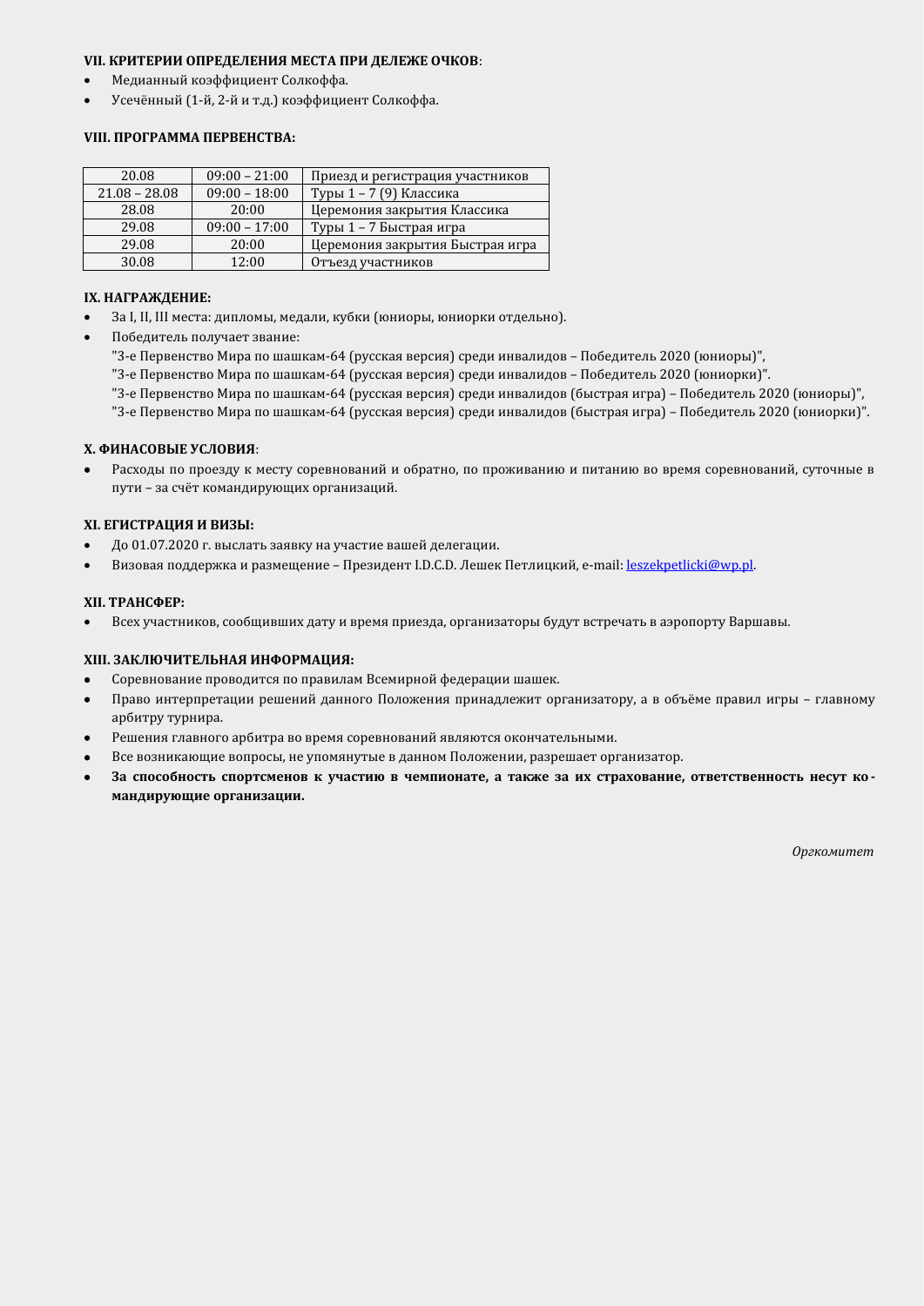### VII. КРИТЕРИИ ОПРЕДЕЛЕНИЯ МЕСТА ПРИ ДЕЛЕЖЕ ОЧКОВ:

- Медианный коэффициент Солкоффа.
- Усечённый (1-й, 2-й и т.д.) коэффициент Солкоффа.

### VIII. ПРОГРАММА ПЕРВЕНСТВА:

| | | |
|---|---|---|
| 20.08 | 09:00 – 21:00 | Приезд и регистрация участников |
| 21.08 – 28.08 | 09:00 – 18:00 | Туры 1 – 7 (9) Классика |
| 28.08 | 20:00 | Церемония закрытия Классика |
| 29.08 | 09:00 – 17:00 | Туры 1 – 7 Быстрая игра |
| 29.08 | 20:00 | Церемония закрытия Быстрая игра |
| 30.08 | 12:00 | Отъезд участников |

### IX. НАГРАЖДЕНИЕ:

- За I, II, III места: дипломы, медали, кубки (юниоры, юниорки отдельно).
- Победитель получает звание:

  "3-е Первенство Мира по шашкам-64 (русская версия) среди инвалидов – Победитель 2020 (юниоры)",

  "3-е Первенство Мира по шашкам-64 (русская версия) среди инвалидов – Победитель 2020 (юниорки)".

  "3-е Первенство Мира по шашкам-64 (русская версия) среди инвалидов (быстрая игра) – Победитель 2020 (юниоры)",

  "3-е Первенство Мира по шашкам-64 (русская версия) среди инвалидов (быстрая игра) – Победитель 2020 (юниорки)".

### X. ФИНАСОВЫЕ УСЛОВИЯ:

- Расходы по проезду к месту соревнований и обратно, по проживанию и питанию во время соревнований, суточные в пути – за счёт командирующих организаций.

### XI. ЕГИСТРАЦИЯ И ВИЗЫ:

- До 01.07.2020 г. выслать заявку на участие вашей делегации.
- Визовая поддержка и размещение – Президент I.D.C.D. Лешек Петлицкий, e-mail: leszekpetlicki@wp.pl.

### XII. ТРАНСФЕР:

- Всех участников, сообщивших дату и время приезда, организаторы будут встречать в аэропорту Варшавы.

### XIII. ЗАКЛЮЧИТЕЛЬНАЯ ИНФОРМАЦИЯ:

- Соревнование проводится по правилам Всемирной федерации шашек.
- Право интерпретации решений данного Положения принадлежит организатору, а в объёме правил игры – главному арбитру турнира.
- Решения главного арбитра во время соревнований являются окончательными.
- Все возникающие вопросы, не упомянутые в данном Положении, разрешает организатор.
- **За способность спортсменов к участию в чемпионате, а также за их страхование, ответственность несут командирующие организации.**

*Оргкомитет*